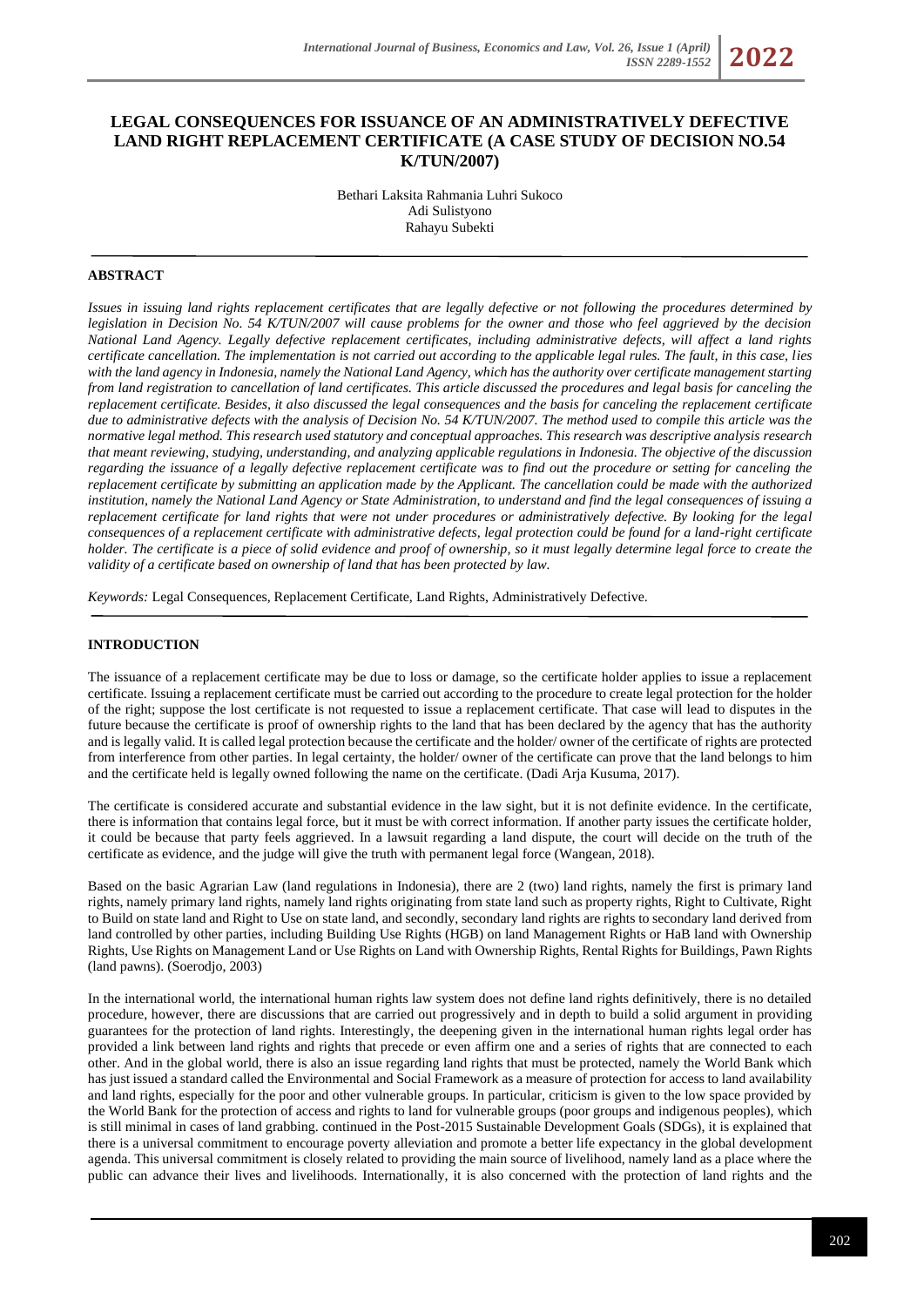# LEGAL CONSEQUENCES FOR ISSUANCE OF AN ADMINISTRATIVELY DEFECTIVE LAND RIGHT REPLACEMENT CERTIFICATE (A CASE STUDY OF DECISION NO.54 K/TUN/2007)

Bethari Laksita Rahmania Luhri Sukoco
Adi Sulistyono
Rahayu Subekti

## ABSTRACT

*Issues in issuing land rights replacement certificates that are legally defective or not following the procedures determined by legislation in Decision No. 54 K/TUN/2007 will cause problems for the owner and those who feel aggrieved by the decision National Land Agency. Legally defective replacement certificates, including administrative defects, will affect a land rights certificate cancellation. The implementation is not carried out according to the applicable legal rules. The fault, in this case, lies with the land agency in Indonesia, namely the National Land Agency, which has the authority over certificate management starting from land registration to cancellation of land certificates. This article discussed the procedures and legal basis for canceling the replacement certificate. Besides, it also discussed the legal consequences and the basis for canceling the replacement certificate due to administrative defects with the analysis of Decision No. 54 K/TUN/2007. The method used to compile this article was the normative legal method. This research used statutory and conceptual approaches. This research was descriptive analysis research that meant reviewing, studying, understanding, and analyzing applicable regulations in Indonesia. The objective of the discussion regarding the issuance of a legally defective replacement certificate was to find out the procedure or setting for canceling the replacement certificate by submitting an application made by the Applicant. The cancellation could be made with the authorized institution, namely the National Land Agency or State Administration, to understand and find the legal consequences of issuing a replacement certificate for land rights that were not under procedures or administratively defective. By looking for the legal consequences of a replacement certificate with administrative defects, legal protection could be found for a land-right certificate holder. The certificate is a piece of solid evidence and proof of ownership, so it must legally determine legal force to create the validity of a certificate based on ownership of land that has been protected by law.*

*Keywords:* Legal Consequences, Replacement Certificate, Land Rights, Administratively Defective.

## INTRODUCTION

The issuance of a replacement certificate may be due to loss or damage, so the certificate holder applies to issue a replacement certificate. Issuing a replacement certificate must be carried out according to the procedure to create legal protection for the holder of the right; suppose the lost certificate is not requested to issue a replacement certificate. That case will lead to disputes in the future because the certificate is proof of ownership rights to the land that has been declared by the agency that has the authority and is legally valid. It is called legal protection because the certificate and the holder/ owner of the certificate of rights are protected from interference from other parties. In legal certainty, the holder/ owner of the certificate can prove that the land belongs to him and the certificate held is legally owned following the name on the certificate. (Dadi Arja Kusuma, 2017).

The certificate is considered accurate and substantial evidence in the law sight, but it is not definite evidence. In the certificate, there is information that contains legal force, but it must be with correct information. If another party issues the certificate holder, it could be because that party feels aggrieved. In a lawsuit regarding a land dispute, the court will decide on the truth of the certificate as evidence, and the judge will give the truth with permanent legal force (Wangean, 2018).

Based on the basic Agrarian Law (land regulations in Indonesia), there are 2 (two) land rights, namely the first is primary land rights, namely primary land rights, namely land rights originating from state land such as property rights, Right to Cultivate, Right to Build on state land and Right to Use on state land, and secondly, secondary land rights are rights to secondary land derived from land controlled by other parties, including Building Use Rights (HGB) on land Management Rights or HaB land with Ownership Rights, Use Rights on Management Land or Use Rights on Land with Ownership Rights, Rental Rights for Buildings, Pawn Rights (land pawns). (Soerodjo, 2003)

In the international world, the international human rights law system does not define land rights definitively, there is no detailed procedure, however, there are discussions that are carried out progressively and in depth to build a solid argument in providing guarantees for the protection of land rights. Interestingly, the deepening given in the international human rights legal order has provided a link between land rights and rights that precede or even affirm one and a series of rights that are connected to each other. And in the global world, there is also an issue regarding land rights that must be protected, namely the World Bank which has just issued a standard called the Environmental and Social Framework as a measure of protection for access to land availability and land rights, especially for the poor and other vulnerable groups. In particular, criticism is given to the low space provided by the World Bank for the protection of access and rights to land for vulnerable groups (poor groups and indigenous peoples), which is still minimal in cases of land grabbing. continued in the Post-2015 Sustainable Development Goals (SDGs), it is explained that there is a universal commitment to encourage poverty alleviation and promote a better life expectancy in the global development agenda. This universal commitment is closely related to providing the main source of livelihood, namely land as a place where the public can advance their lives and livelihoods. Internationally, it is also concerned with the protection of land rights and the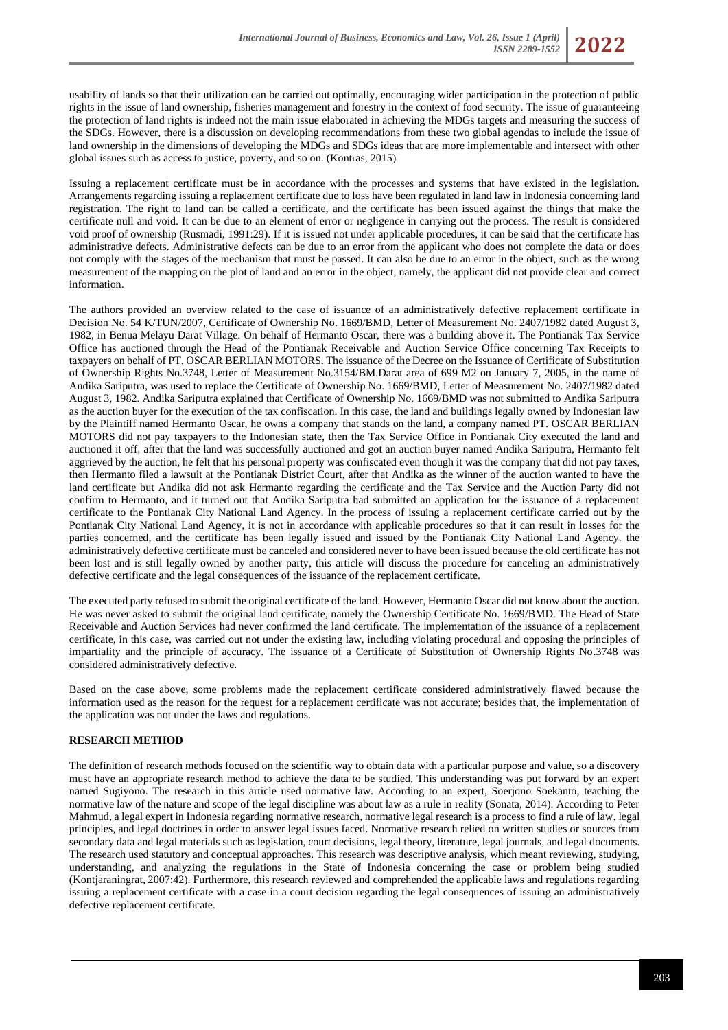usability of lands so that their utilization can be carried out optimally, encouraging wider participation in the protection of public rights in the issue of land ownership, fisheries management and forestry in the context of food security. The issue of guaranteeing the protection of land rights is indeed not the main issue elaborated in achieving the MDGs targets and measuring the success of the SDGs. However, there is a discussion on developing recommendations from these two global agendas to include the issue of land ownership in the dimensions of developing the MDGs and SDGs ideas that are more implementable and intersect with other global issues such as access to justice, poverty, and so on. (Kontras, 2015)

Issuing a replacement certificate must be in accordance with the processes and systems that have existed in the legislation. Arrangements regarding issuing a replacement certificate due to loss have been regulated in land law in Indonesia concerning land registration. The right to land can be called a certificate, and the certificate has been issued against the things that make the certificate null and void. It can be due to an element of error or negligence in carrying out the process. The result is considered void proof of ownership (Rusmadi, 1991:29). If it is issued not under applicable procedures, it can be said that the certificate has administrative defects. Administrative defects can be due to an error from the applicant who does not complete the data or does not comply with the stages of the mechanism that must be passed. It can also be due to an error in the object, such as the wrong measurement of the mapping on the plot of land and an error in the object, namely, the applicant did not provide clear and correct information.

The authors provided an overview related to the case of issuance of an administratively defective replacement certificate in Decision No. 54 K/TUN/2007, Certificate of Ownership No. 1669/BMD, Letter of Measurement No. 2407/1982 dated August 3, 1982, in Benua Melayu Darat Village. On behalf of Hermanto Oscar, there was a building above it. The Pontianak Tax Service Office has auctioned through the Head of the Pontianak Receivable and Auction Service Office concerning Tax Receipts to taxpayers on behalf of PT. OSCAR BERLIAN MOTORS. The issuance of the Decree on the Issuance of Certificate of Substitution of Ownership Rights No.3748, Letter of Measurement No.3154/BM.Darat area of 699 M2 on January 7, 2005, in the name of Andika Sariputra, was used to replace the Certificate of Ownership No. 1669/BMD, Letter of Measurement No. 2407/1982 dated August 3, 1982. Andika Sariputra explained that Certificate of Ownership No. 1669/BMD was not submitted to Andika Sariputra as the auction buyer for the execution of the tax confiscation. In this case, the land and buildings legally owned by Indonesian law by the Plaintiff named Hermanto Oscar, he owns a company that stands on the land, a company named PT. OSCAR BERLIAN MOTORS did not pay taxpayers to the Indonesian state, then the Tax Service Office in Pontianak City executed the land and auctioned it off, after that the land was successfully auctioned and got an auction buyer named Andika Sariputra, Hermanto felt aggrieved by the auction, he felt that his personal property was confiscated even though it was the company that did not pay taxes, then Hermanto filed a lawsuit at the Pontianak District Court, after that Andika as the winner of the auction wanted to have the land certificate but Andika did not ask Hermanto regarding the certificate and the Tax Service and the Auction Party did not confirm to Hermanto, and it turned out that Andika Sariputra had submitted an application for the issuance of a replacement certificate to the Pontianak City National Land Agency. In the process of issuing a replacement certificate carried out by the Pontianak City National Land Agency, it is not in accordance with applicable procedures so that it can result in losses for the parties concerned, and the certificate has been legally issued and issued by the Pontianak City National Land Agency. the administratively defective certificate must be canceled and considered never to have been issued because the old certificate has not been lost and is still legally owned by another party, this article will discuss the procedure for canceling an administratively defective certificate and the legal consequences of the issuance of the replacement certificate.

The executed party refused to submit the original certificate of the land. However, Hermanto Oscar did not know about the auction. He was never asked to submit the original land certificate, namely the Ownership Certificate No. 1669/BMD. The Head of State Receivable and Auction Services had never confirmed the land certificate. The implementation of the issuance of a replacement certificate, in this case, was carried out not under the existing law, including violating procedural and opposing the principles of impartiality and the principle of accuracy. The issuance of a Certificate of Substitution of Ownership Rights No.3748 was considered administratively defective.

Based on the case above, some problems made the replacement certificate considered administratively flawed because the information used as the reason for the request for a replacement certificate was not accurate; besides that, the implementation of the application was not under the laws and regulations.

## RESEARCH METHOD

The definition of research methods focused on the scientific way to obtain data with a particular purpose and value, so a discovery must have an appropriate research method to achieve the data to be studied. This understanding was put forward by an expert named Sugiyono. The research in this article used normative law. According to an expert, Soerjono Soekanto, teaching the normative law of the nature and scope of the legal discipline was about law as a rule in reality (Sonata, 2014). According to Peter Mahmud, a legal expert in Indonesia regarding normative research, normative legal research is a process to find a rule of law, legal principles, and legal doctrines in order to answer legal issues faced. Normative research relied on written studies or sources from secondary data and legal materials such as legislation, court decisions, legal theory, literature, legal journals, and legal documents. The research used statutory and conceptual approaches. This research was descriptive analysis, which meant reviewing, studying, understanding, and analyzing the regulations in the State of Indonesia concerning the case or problem being studied (Kontjaraningrat, 2007:42). Furthermore, this research reviewed and comprehended the applicable laws and regulations regarding issuing a replacement certificate with a case in a court decision regarding the legal consequences of issuing an administratively defective replacement certificate.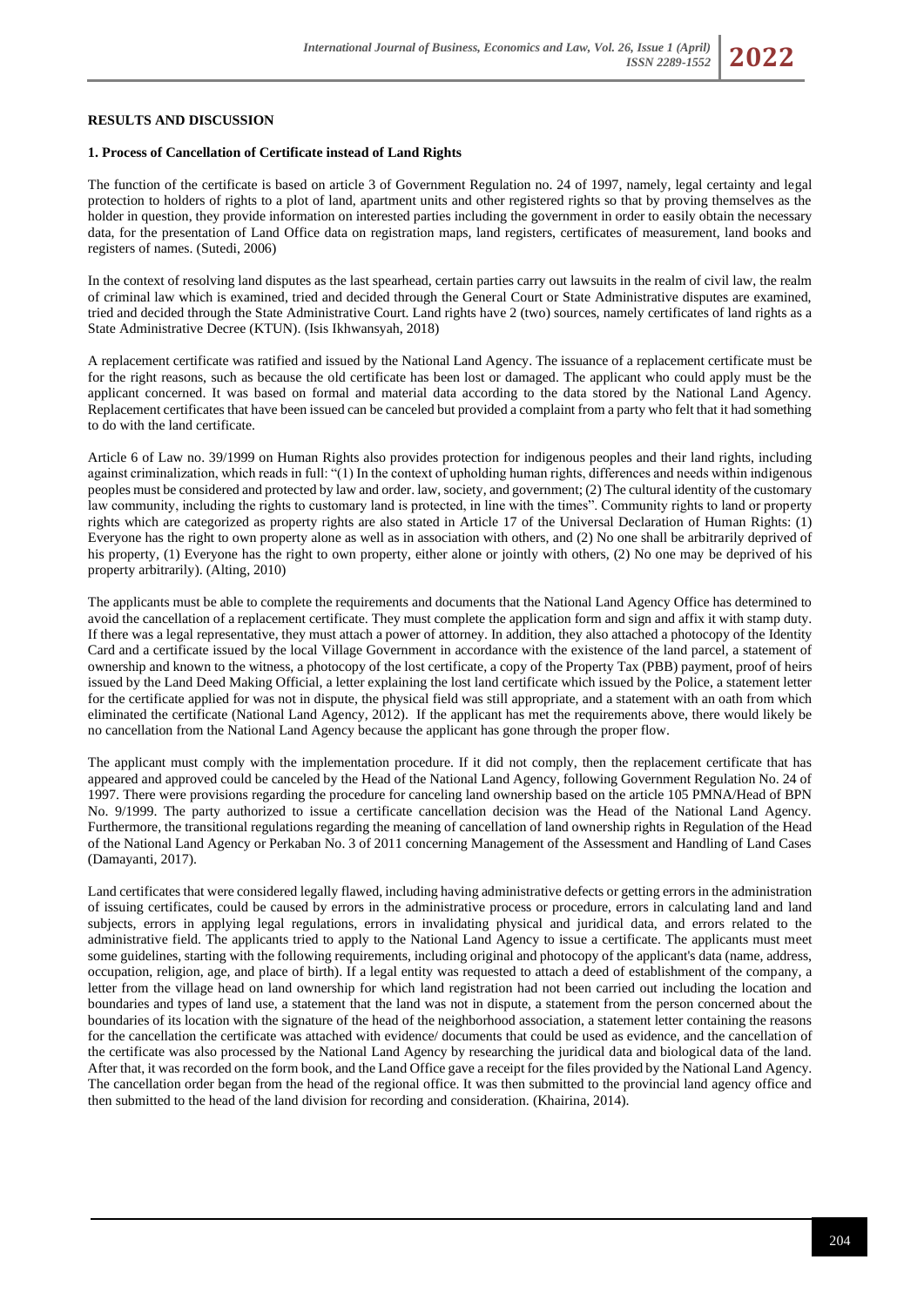**RESULTS AND DISCUSSION**

**1. Process of Cancellation of Certificate instead of Land Rights**

The function of the certificate is based on article 3 of Government Regulation no. 24 of 1997, namely, legal certainty and legal protection to holders of rights to a plot of land, apartment units and other registered rights so that by proving themselves as the holder in question, they provide information on interested parties including the government in order to easily obtain the necessary data, for the presentation of Land Office data on registration maps, land registers, certificates of measurement, land books and registers of names. (Sutedi, 2006)

In the context of resolving land disputes as the last spearhead, certain parties carry out lawsuits in the realm of civil law, the realm of criminal law which is examined, tried and decided through the General Court or State Administrative disputes are examined, tried and decided through the State Administrative Court. Land rights have 2 (two) sources, namely certificates of land rights as a State Administrative Decree (KTUN). (Isis Ikhwansyah, 2018)

A replacement certificate was ratified and issued by the National Land Agency. The issuance of a replacement certificate must be for the right reasons, such as because the old certificate has been lost or damaged. The applicant who could apply must be the applicant concerned. It was based on formal and material data according to the data stored by the National Land Agency. Replacement certificates that have been issued can be canceled but provided a complaint from a party who felt that it had something to do with the land certificate.

Article 6 of Law no. 39/1999 on Human Rights also provides protection for indigenous peoples and their land rights, including against criminalization, which reads in full: "(1) In the context of upholding human rights, differences and needs within indigenous peoples must be considered and protected by law and order. law, society, and government; (2) The cultural identity of the customary law community, including the rights to customary land is protected, in line with the times". Community rights to land or property rights which are categorized as property rights are also stated in Article 17 of the Universal Declaration of Human Rights: (1) Everyone has the right to own property alone as well as in association with others, and (2) No one shall be arbitrarily deprived of his property, (1) Everyone has the right to own property, either alone or jointly with others, (2) No one may be deprived of his property arbitrarily). (Alting, 2010)

The applicants must be able to complete the requirements and documents that the National Land Agency Office has determined to avoid the cancellation of a replacement certificate. They must complete the application form and sign and affix it with stamp duty. If there was a legal representative, they must attach a power of attorney. In addition, they also attached a photocopy of the Identity Card and a certificate issued by the local Village Government in accordance with the existence of the land parcel, a statement of ownership and known to the witness, a photocopy of the lost certificate, a copy of the Property Tax (PBB) payment, proof of heirs issued by the Land Deed Making Official, a letter explaining the lost land certificate which issued by the Police, a statement letter for the certificate applied for was not in dispute, the physical field was still appropriate, and a statement with an oath from which eliminated the certificate (National Land Agency, 2012). If the applicant has met the requirements above, there would likely be no cancellation from the National Land Agency because the applicant has gone through the proper flow.

The applicant must comply with the implementation procedure. If it did not comply, then the replacement certificate that has appeared and approved could be canceled by the Head of the National Land Agency, following Government Regulation No. 24 of 1997. There were provisions regarding the procedure for canceling land ownership based on the article 105 PMNA/Head of BPN No. 9/1999. The party authorized to issue a certificate cancellation decision was the Head of the National Land Agency. Furthermore, the transitional regulations regarding the meaning of cancellation of land ownership rights in Regulation of the Head of the National Land Agency or Perkaban No. 3 of 2011 concerning Management of the Assessment and Handling of Land Cases (Damayanti, 2017).

Land certificates that were considered legally flawed, including having administrative defects or getting errors in the administration of issuing certificates, could be caused by errors in the administrative process or procedure, errors in calculating land and land subjects, errors in applying legal regulations, errors in invalidating physical and juridical data, and errors related to the administrative field. The applicants tried to apply to the National Land Agency to issue a certificate. The applicants must meet some guidelines, starting with the following requirements, including original and photocopy of the applicant's data (name, address, occupation, religion, age, and place of birth). If a legal entity was requested to attach a deed of establishment of the company, a letter from the village head on land ownership for which land registration had not been carried out including the location and boundaries and types of land use, a statement that the land was not in dispute, a statement from the person concerned about the boundaries of its location with the signature of the head of the neighborhood association, a statement letter containing the reasons for the cancellation the certificate was attached with evidence/ documents that could be used as evidence, and the cancellation of the certificate was also processed by the National Land Agency by researching the juridical data and biological data of the land. After that, it was recorded on the form book, and the Land Office gave a receipt for the files provided by the National Land Agency. The cancellation order began from the head of the regional office. It was then submitted to the provincial land agency office and then submitted to the head of the land division for recording and consideration. (Khairina, 2014).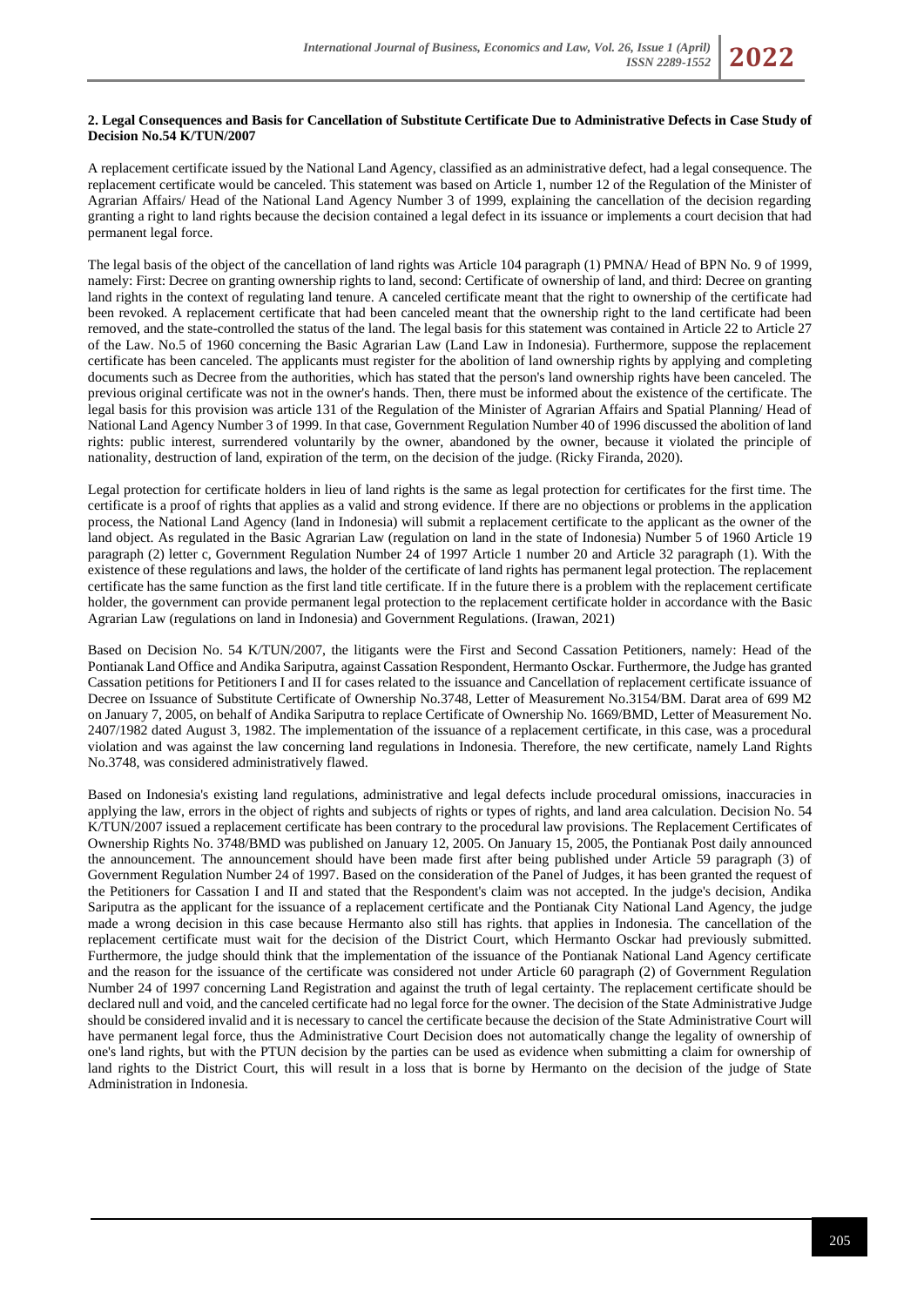**2. Legal Consequences and Basis for Cancellation of Substitute Certificate Due to Administrative Defects in Case Study of Decision No.54 K/TUN/2007**

A replacement certificate issued by the National Land Agency, classified as an administrative defect, had a legal consequence. The replacement certificate would be canceled. This statement was based on Article 1, number 12 of the Regulation of the Minister of Agrarian Affairs/ Head of the National Land Agency Number 3 of 1999, explaining the cancellation of the decision regarding granting a right to land rights because the decision contained a legal defect in its issuance or implements a court decision that had permanent legal force.

The legal basis of the object of the cancellation of land rights was Article 104 paragraph (1) PMNA/ Head of BPN No. 9 of 1999, namely: First: Decree on granting ownership rights to land, second: Certificate of ownership of land, and third: Decree on granting land rights in the context of regulating land tenure. A canceled certificate meant that the right to ownership of the certificate had been revoked. A replacement certificate that had been canceled meant that the ownership right to the land certificate had been removed, and the state-controlled the status of the land. The legal basis for this statement was contained in Article 22 to Article 27 of the Law. No.5 of 1960 concerning the Basic Agrarian Law (Land Law in Indonesia). Furthermore, suppose the replacement certificate has been canceled. The applicants must register for the abolition of land ownership rights by applying and completing documents such as Decree from the authorities, which has stated that the person's land ownership rights have been canceled. The previous original certificate was not in the owner's hands. Then, there must be informed about the existence of the certificate. The legal basis for this provision was article 131 of the Regulation of the Minister of Agrarian Affairs and Spatial Planning/ Head of National Land Agency Number 3 of 1999. In that case, Government Regulation Number 40 of 1996 discussed the abolition of land rights: public interest, surrendered voluntarily by the owner, abandoned by the owner, because it violated the principle of nationality, destruction of land, expiration of the term, on the decision of the judge. (Ricky Firanda, 2020).

Legal protection for certificate holders in lieu of land rights is the same as legal protection for certificates for the first time. The certificate is a proof of rights that applies as a valid and strong evidence. If there are no objections or problems in the application process, the National Land Agency (land in Indonesia) will submit a replacement certificate to the applicant as the owner of the land object. As regulated in the Basic Agrarian Law (regulation on land in the state of Indonesia) Number 5 of 1960 Article 19 paragraph (2) letter c, Government Regulation Number 24 of 1997 Article 1 number 20 and Article 32 paragraph (1). With the existence of these regulations and laws, the holder of the certificate of land rights has permanent legal protection. The replacement certificate has the same function as the first land title certificate. If in the future there is a problem with the replacement certificate holder, the government can provide permanent legal protection to the replacement certificate holder in accordance with the Basic Agrarian Law (regulations on land in Indonesia) and Government Regulations. (Irawan, 2021)

Based on Decision No. 54 K/TUN/2007, the litigants were the First and Second Cassation Petitioners, namely: Head of the Pontianak Land Office and Andika Sariputra, against Cassation Respondent, Hermanto Osckar. Furthermore, the Judge has granted Cassation petitions for Petitioners I and II for cases related to the issuance and Cancellation of replacement certificate issuance of Decree on Issuance of Substitute Certificate of Ownership No.3748, Letter of Measurement No.3154/BM. Darat area of 699 M2 on January 7, 2005, on behalf of Andika Sariputra to replace Certificate of Ownership No. 1669/BMD, Letter of Measurement No. 2407/1982 dated August 3, 1982. The implementation of the issuance of a replacement certificate, in this case, was a procedural violation and was against the law concerning land regulations in Indonesia. Therefore, the new certificate, namely Land Rights No.3748, was considered administratively flawed.

Based on Indonesia's existing land regulations, administrative and legal defects include procedural omissions, inaccuracies in applying the law, errors in the object of rights and subjects of rights or types of rights, and land area calculation. Decision No. 54 K/TUN/2007 issued a replacement certificate has been contrary to the procedural law provisions. The Replacement Certificates of Ownership Rights No. 3748/BMD was published on January 12, 2005. On January 15, 2005, the Pontianak Post daily announced the announcement. The announcement should have been made first after being published under Article 59 paragraph (3) of Government Regulation Number 24 of 1997. Based on the consideration of the Panel of Judges, it has been granted the request of the Petitioners for Cassation I and II and stated that the Respondent's claim was not accepted. In the judge's decision, Andika Sariputra as the applicant for the issuance of a replacement certificate and the Pontianak City National Land Agency, the judge made a wrong decision in this case because Hermanto also still has rights. that applies in Indonesia. The cancellation of the replacement certificate must wait for the decision of the District Court, which Hermanto Osckar had previously submitted. Furthermore, the judge should think that the implementation of the issuance of the Pontianak National Land Agency certificate and the reason for the issuance of the certificate was considered not under Article 60 paragraph (2) of Government Regulation Number 24 of 1997 concerning Land Registration and against the truth of legal certainty. The replacement certificate should be declared null and void, and the canceled certificate had no legal force for the owner. The decision of the State Administrative Judge should be considered invalid and it is necessary to cancel the certificate because the decision of the State Administrative Court will have permanent legal force, thus the Administrative Court Decision does not automatically change the legality of ownership of one's land rights, but with the PTUN decision by the parties can be used as evidence when submitting a claim for ownership of land rights to the District Court, this will result in a loss that is borne by Hermanto on the decision of the judge of State Administration in Indonesia.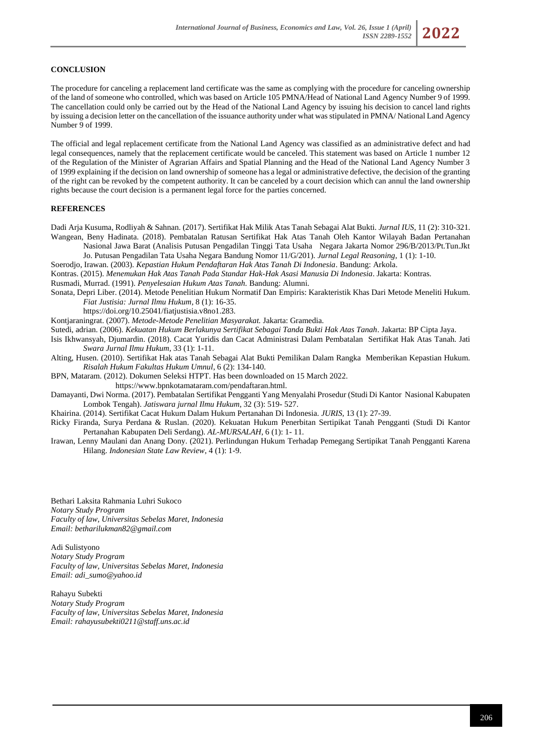**CONCLUSION**

The procedure for canceling a replacement land certificate was the same as complying with the procedure for canceling ownership of the land of someone who controlled, which was based on Article 105 PMNA/Head of National Land Agency Number 9 of 1999. The cancellation could only be carried out by the Head of the National Land Agency by issuing his decision to cancel land rights by issuing a decision letter on the cancellation of the issuance authority under what was stipulated in PMNA/ National Land Agency Number 9 of 1999.

The official and legal replacement certificate from the National Land Agency was classified as an administrative defect and had legal consequences, namely that the replacement certificate would be canceled. This statement was based on Article 1 number 12 of the Regulation of the Minister of Agrarian Affairs and Spatial Planning and the Head of the National Land Agency Number 3 of 1999 explaining if the decision on land ownership of someone has a legal or administrative defective, the decision of the granting of the right can be revoked by the competent authority. It can be canceled by a court decision which can annul the land ownership rights because the court decision is a permanent legal force for the parties concerned.

**REFERENCES**

Dadi Arja Kusuma, Rodliyah & Sahnan. (2017). Sertifikat Hak Milik Atas Tanah Sebagai Alat Bukti. *Jurnal IUS*, 11 (2): 310-321.

Wangean, Beny Hadinata. (2018). Pembatalan Ratusan Sertifikat Hak Atas Tanah Oleh Kantor Wilayah Badan Pertanahan Nasional Jawa Barat (Analisis Putusan Pengadilan Tinggi Tata Usaha Negara Jakarta Nomor 296/B/2013/Pt.Tun.Jkt Jo. Putusan Pengadilan Tata Usaha Negara Bandung Nomor 11/G/201). *Jurnal Legal Reasoning*, 1 (1): 1-10.

Soerodjo, Irawan. (2003). *Kepastian Hukum Pendaftaran Hak Atas Tanah Di Indonesia*. Bandung: Arkola.

Kontras. (2015). *Menemukan Hak Atas Tanah Pada Standar Hak-Hak Asasi Manusia Di Indonesia*. Jakarta: Kontras.

Rusmadi, Murrad. (1991). *Penyelesaian Hukum Atas Tanah.* Bandung: Alumni.

Sonata, Depri Liber. (2014). Metode Penelitian Hukum Normatif Dan Empiris: Karakteristik Khas Dari Metode Meneliti Hukum. *Fiat Justisia: Jurnal Ilmu Hukum*, 8 (1): 16-35. https://doi.org/10.25041/fiatjustisia.v8no1.283.

Kontjaraningrat. (2007). *Metode-Metode Penelitian Masyarakat.* Jakarta: Gramedia.

Sutedi, adrian. (2006). *Kekuatan Hukum Berlakunya Sertifikat Sebagai Tanda Bukti Hak Atas Tanah*. Jakarta: BP Cipta Jaya.

Isis Ikhwansyah, Djumardin. (2018). Cacat Yuridis dan Cacat Administrasi Dalam Pembatalan Sertifikat Hak Atas Tanah. Jati *Swara Jurnal Ilmu Hukum*, 33 (1): 1-11.

Alting, Husen. (2010). Sertifikat Hak atas Tanah Sebagai Alat Bukti Pemilikan Dalam Rangka Memberikan Kepastian Hukum. *Risalah Hukum Fakultas Hukum Umnul*, 6 (2): 134-140.

BPN, Mataram. (2012). Dokumen Seleksi HTPT. Has been downloaded on 15 March 2022. https://www.bpnkotamataram.com/pendaftaran.html.

Damayanti, Dwi Norma. (2017). Pembatalan Sertifikat Pengganti Yang Menyalahi Prosedur (Studi Di Kantor Nasional Kabupaten Lombok Tengah). *Jatiswara jurnal Ilmu Hukum*, 32 (3): 519- 527.

Khairina. (2014). Sertifikat Cacat Hukum Dalam Hukum Pertanahan Di Indonesia. *JURIS*, 13 (1): 27-39.

Ricky Firanda, Surya Perdana & Ruslan. (2020). Kekuatan Hukum Penerbitan Sertipikat Tanah Pengganti (Studi Di Kantor Pertanahan Kabupaten Deli Serdang). *AL-MURSALAH*, 6 (1): 1- 11.

Irawan, Lenny Maulani dan Anang Dony. (2021). Perlindungan Hukum Terhadap Pemegang Sertipikat Tanah Pengganti Karena Hilang. *Indonesian State Law Review*, 4 (1): 1-9.

Bethari Laksita Rahmania Luhri Sukoco
*Notary Study Program*
*Faculty of law, Universitas Sebelas Maret, Indonesia*
*Email: betharilukman82@gmail.com*

Adi Sulistyono
*Notary Study Program*
*Faculty of law, Universitas Sebelas Maret, Indonesia*
*Email: adi_sumo@yahoo.id*

Rahayu Subekti
*Notary Study Program*
*Faculty of law, Universitas Sebelas Maret, Indonesia*
*Email: rahayusubekti0211@staff.uns.ac.id*